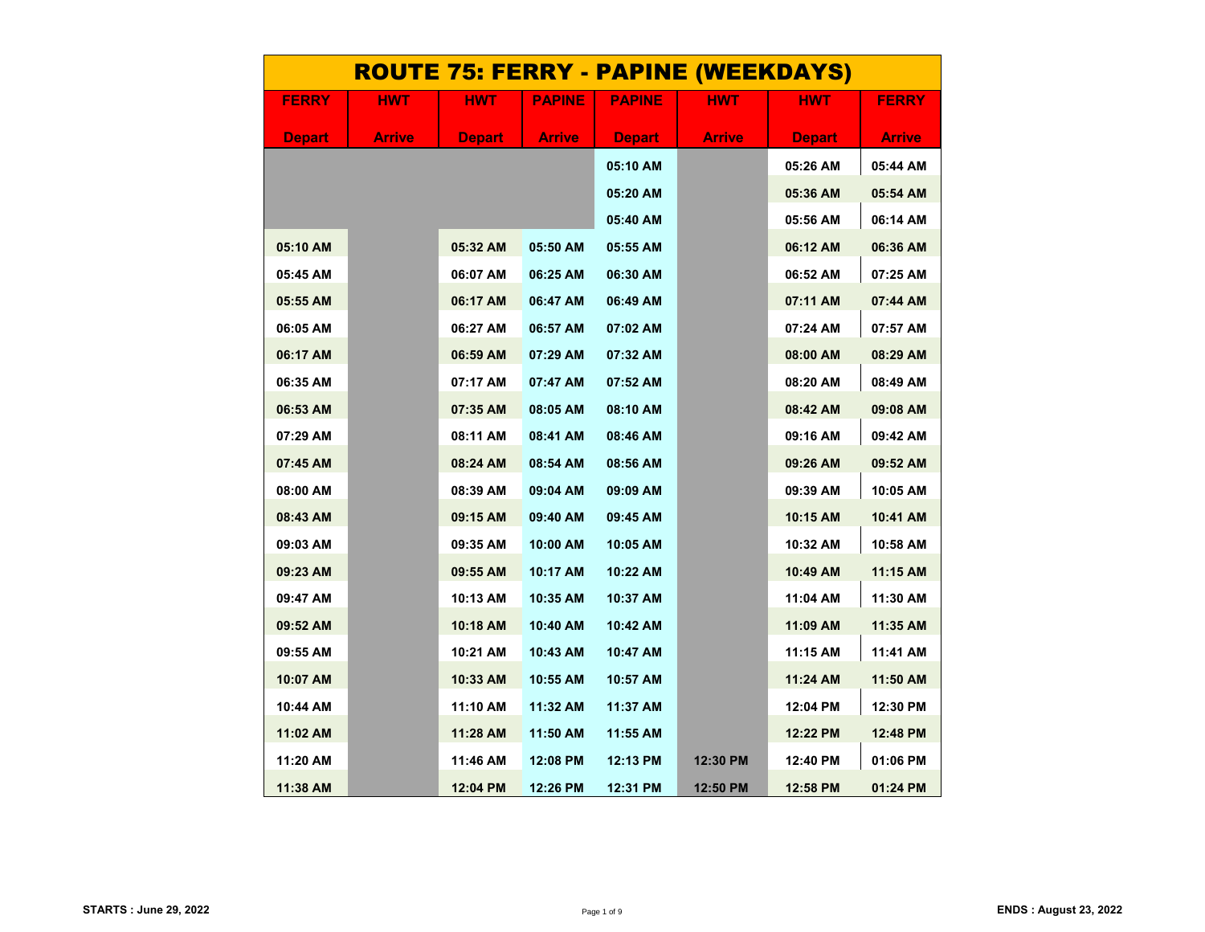# ROUTE 75: FERRY - PAPINE (WEEKDAYS)

| FERRY Depart | HWT Arrive | HWT Depart | PAPINE Arrive | PAPINE Depart | HWT Arrive | HWT Depart | FERRY Arrive |
|---|---|---|---|---|---|---|---|
| | | | | 05:10 AM | | 05:26 AM | 05:44 AM |
| | | | | 05:20 AM | | 05:36 AM | 05:54 AM |
| | | | | 05:40 AM | | 05:56 AM | 06:14 AM |
| 05:10 AM | | 05:32 AM | 05:50 AM | 05:55 AM | | 06:12 AM | 06:36 AM |
| 05:45 AM | | 06:07 AM | 06:25 AM | 06:30 AM | | 06:52 AM | 07:25 AM |
| 05:55 AM | | 06:17 AM | 06:47 AM | 06:49 AM | | 07:11 AM | 07:44 AM |
| 06:05 AM | | 06:27 AM | 06:57 AM | 07:02 AM | | 07:24 AM | 07:57 AM |
| 06:17 AM | | 06:59 AM | 07:29 AM | 07:32 AM | | 08:00 AM | 08:29 AM |
| 06:35 AM | | 07:17 AM | 07:47 AM | 07:52 AM | | 08:20 AM | 08:49 AM |
| 06:53 AM | | 07:35 AM | 08:05 AM | 08:10 AM | | 08:42 AM | 09:08 AM |
| 07:29 AM | | 08:11 AM | 08:41 AM | 08:46 AM | | 09:16 AM | 09:42 AM |
| 07:45 AM | | 08:24 AM | 08:54 AM | 08:56 AM | | 09:26 AM | 09:52 AM |
| 08:00 AM | | 08:39 AM | 09:04 AM | 09:09 AM | | 09:39 AM | 10:05 AM |
| 08:43 AM | | 09:15 AM | 09:40 AM | 09:45 AM | | 10:15 AM | 10:41 AM |
| 09:03 AM | | 09:35 AM | 10:00 AM | 10:05 AM | | 10:32 AM | 10:58 AM |
| 09:23 AM | | 09:55 AM | 10:17 AM | 10:22 AM | | 10:49 AM | 11:15 AM |
| 09:47 AM | | 10:13 AM | 10:35 AM | 10:37 AM | | 11:04 AM | 11:30 AM |
| 09:52 AM | | 10:18 AM | 10:40 AM | 10:42 AM | | 11:09 AM | 11:35 AM |
| 09:55 AM | | 10:21 AM | 10:43 AM | 10:47 AM | | 11:15 AM | 11:41 AM |
| 10:07 AM | | 10:33 AM | 10:55 AM | 10:57 AM | | 11:24 AM | 11:50 AM |
| 10:44 AM | | 11:10 AM | 11:32 AM | 11:37 AM | | 12:04 PM | 12:30 PM |
| 11:02 AM | | 11:28 AM | 11:50 AM | 11:55 AM | | 12:22 PM | 12:48 PM |
| 11:20 AM | | 11:46 AM | 12:08 PM | 12:13 PM | 12:30 PM | 12:40 PM | 01:06 PM |
| 11:38 AM | | 12:04 PM | 12:26 PM | 12:31 PM | 12:50 PM | 12:58 PM | 01:24 PM |

**STARTS : June 29, 2022** **ENDS : August 23, 2022**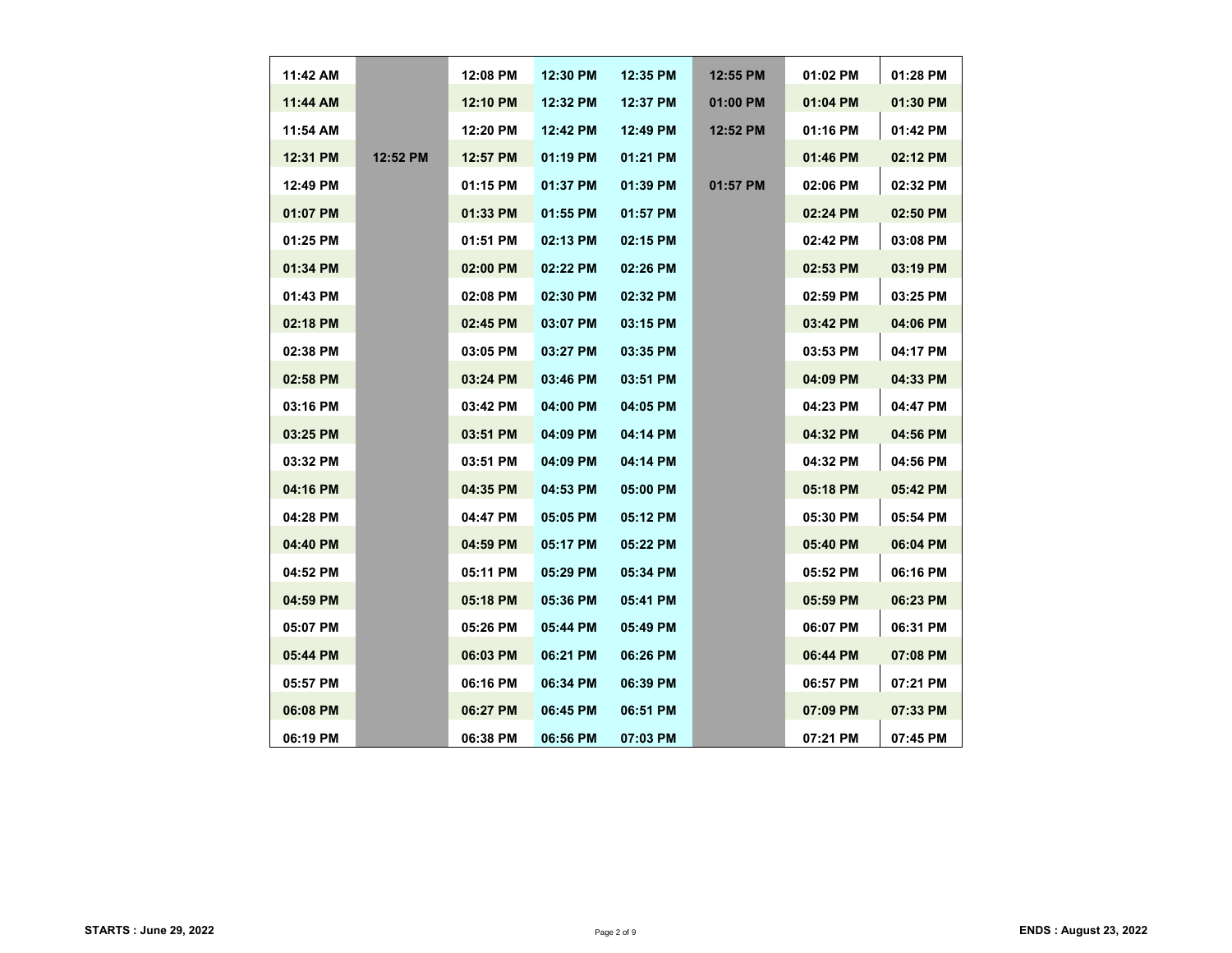| | | | | | | | |
|---|---|---|---|---|---|---|---|
| 11:42 AM | | 12:08 PM | 12:30 PM | 12:35 PM | 12:55 PM | 01:02 PM | 01:28 PM |
| 11:44 AM | | 12:10 PM | 12:32 PM | 12:37 PM | 01:00 PM | 01:04 PM | 01:30 PM |
| 11:54 AM | | 12:20 PM | 12:42 PM | 12:49 PM | 12:52 PM | 01:16 PM | 01:42 PM |
| 12:31 PM | 12:52 PM | 12:57 PM | 01:19 PM | 01:21 PM | | 01:46 PM | 02:12 PM |
| 12:49 PM | | 01:15 PM | 01:37 PM | 01:39 PM | 01:57 PM | 02:06 PM | 02:32 PM |
| 01:07 PM | | 01:33 PM | 01:55 PM | 01:57 PM | | 02:24 PM | 02:50 PM |
| 01:25 PM | | 01:51 PM | 02:13 PM | 02:15 PM | | 02:42 PM | 03:08 PM |
| 01:34 PM | | 02:00 PM | 02:22 PM | 02:26 PM | | 02:53 PM | 03:19 PM |
| 01:43 PM | | 02:08 PM | 02:30 PM | 02:32 PM | | 02:59 PM | 03:25 PM |
| 02:18 PM | | 02:45 PM | 03:07 PM | 03:15 PM | | 03:42 PM | 04:06 PM |
| 02:38 PM | | 03:05 PM | 03:27 PM | 03:35 PM | | 03:53 PM | 04:17 PM |
| 02:58 PM | | 03:24 PM | 03:46 PM | 03:51 PM | | 04:09 PM | 04:33 PM |
| 03:16 PM | | 03:42 PM | 04:00 PM | 04:05 PM | | 04:23 PM | 04:47 PM |
| 03:25 PM | | 03:51 PM | 04:09 PM | 04:14 PM | | 04:32 PM | 04:56 PM |
| 03:32 PM | | 03:51 PM | 04:09 PM | 04:14 PM | | 04:32 PM | 04:56 PM |
| 04:16 PM | | 04:35 PM | 04:53 PM | 05:00 PM | | 05:18 PM | 05:42 PM |
| 04:28 PM | | 04:47 PM | 05:05 PM | 05:12 PM | | 05:30 PM | 05:54 PM |
| 04:40 PM | | 04:59 PM | 05:17 PM | 05:22 PM | | 05:40 PM | 06:04 PM |
| 04:52 PM | | 05:11 PM | 05:29 PM | 05:34 PM | | 05:52 PM | 06:16 PM |
| 04:59 PM | | 05:18 PM | 05:36 PM | 05:41 PM | | 05:59 PM | 06:23 PM |
| 05:07 PM | | 05:26 PM | 05:44 PM | 05:49 PM | | 06:07 PM | 06:31 PM |
| 05:44 PM | | 06:03 PM | 06:21 PM | 06:26 PM | | 06:44 PM | 07:08 PM |
| 05:57 PM | | 06:16 PM | 06:34 PM | 06:39 PM | | 06:57 PM | 07:21 PM |
| 06:08 PM | | 06:27 PM | 06:45 PM | 06:51 PM | | 07:09 PM | 07:33 PM |
| 06:19 PM | | 06:38 PM | 06:56 PM | 07:03 PM | | 07:21 PM | 07:45 PM |

**STARTS : June 29, 2022** **ENDS : August 23, 2022**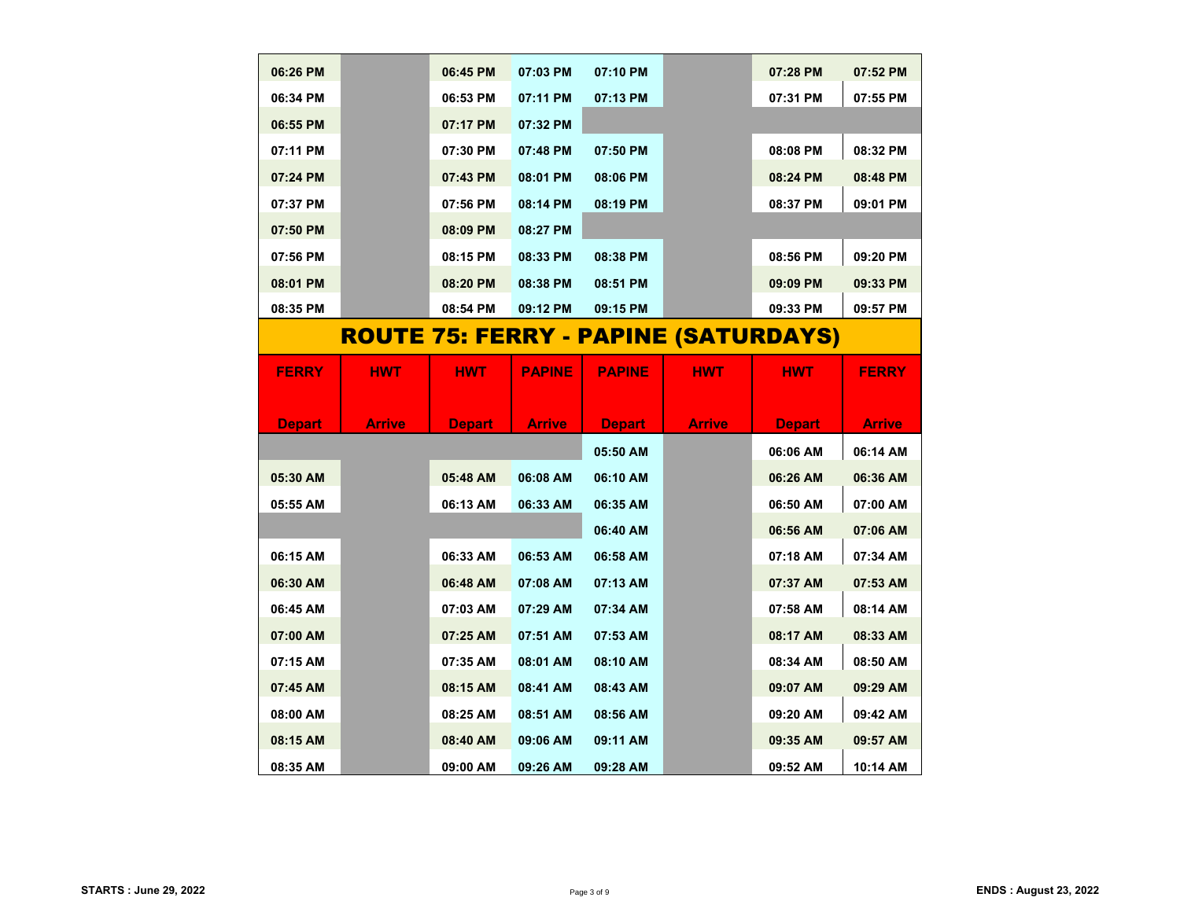| | | | | | | | |
|---|---|---|---|---|---|---|---|
| 06:26 PM | | 06:45 PM | 07:03 PM | 07:10 PM | | 07:28 PM | 07:52 PM |
| 06:34 PM | | 06:53 PM | 07:11 PM | 07:13 PM | | 07:31 PM | 07:55 PM |
| 06:55 PM | | 07:17 PM | 07:32 PM | | | | |
| 07:11 PM | | 07:30 PM | 07:48 PM | 07:50 PM | | 08:08 PM | 08:32 PM |
| 07:24 PM | | 07:43 PM | 08:01 PM | 08:06 PM | | 08:24 PM | 08:48 PM |
| 07:37 PM | | 07:56 PM | 08:14 PM | 08:19 PM | | 08:37 PM | 09:01 PM |
| 07:50 PM | | 08:09 PM | 08:27 PM | | | | |
| 07:56 PM | | 08:15 PM | 08:33 PM | 08:38 PM | | 08:56 PM | 09:20 PM |
| 08:01 PM | | 08:20 PM | 08:38 PM | 08:51 PM | | 09:09 PM | 09:33 PM |
| 08:35 PM | | 08:54 PM | 09:12 PM | 09:15 PM | | 09:33 PM | 09:57 PM |

## ROUTE 75: FERRY - PAPINE (SATURDAYS)

| FERRY Depart | HWT Arrive | HWT Depart | PAPINE Arrive | PAPINE Depart | HWT Arrive | HWT Depart | FERRY Arrive |
|---|---|---|---|---|---|---|---|
| | | | | 05:50 AM | | 06:06 AM | 06:14 AM |
| 05:30 AM | | 05:48 AM | 06:08 AM | 06:10 AM | | 06:26 AM | 06:36 AM |
| 05:55 AM | | 06:13 AM | 06:33 AM | 06:35 AM | | 06:50 AM | 07:00 AM |
| | | | | 06:40 AM | | 06:56 AM | 07:06 AM |
| 06:15 AM | | 06:33 AM | 06:53 AM | 06:58 AM | | 07:18 AM | 07:34 AM |
| 06:30 AM | | 06:48 AM | 07:08 AM | 07:13 AM | | 07:37 AM | 07:53 AM |
| 06:45 AM | | 07:03 AM | 07:29 AM | 07:34 AM | | 07:58 AM | 08:14 AM |
| 07:00 AM | | 07:25 AM | 07:51 AM | 07:53 AM | | 08:17 AM | 08:33 AM |
| 07:15 AM | | 07:35 AM | 08:01 AM | 08:10 AM | | 08:34 AM | 08:50 AM |
| 07:45 AM | | 08:15 AM | 08:41 AM | 08:43 AM | | 09:07 AM | 09:29 AM |
| 08:00 AM | | 08:25 AM | 08:51 AM | 08:56 AM | | 09:20 AM | 09:42 AM |
| 08:15 AM | | 08:40 AM | 09:06 AM | 09:11 AM | | 09:35 AM | 09:57 AM |
| 08:35 AM | | 09:00 AM | 09:26 AM | 09:28 AM | | 09:52 AM | 10:14 AM |

**STARTS : June 29, 2022** **ENDS : August 23, 2022**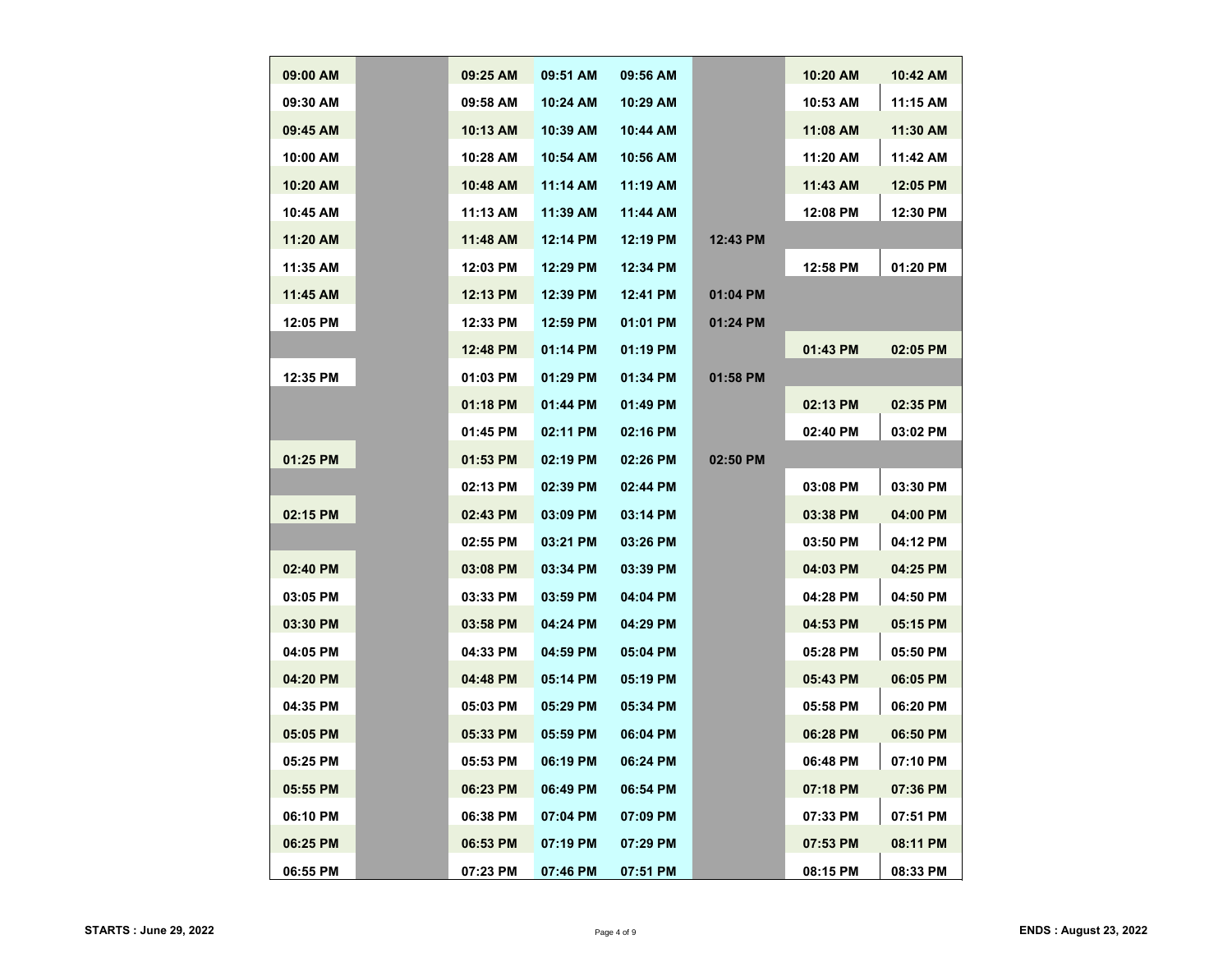| | | | | | | | |
|---|---|---|---|---|---|---|---|
| 09:00 AM | | 09:25 AM | 09:51 AM | 09:56 AM | | 10:20 AM | 10:42 AM |
| 09:30 AM | | 09:58 AM | 10:24 AM | 10:29 AM | | 10:53 AM | 11:15 AM |
| 09:45 AM | | 10:13 AM | 10:39 AM | 10:44 AM | | 11:08 AM | 11:30 AM |
| 10:00 AM | | 10:28 AM | 10:54 AM | 10:56 AM | | 11:20 AM | 11:42 AM |
| 10:20 AM | | 10:48 AM | 11:14 AM | 11:19 AM | | 11:43 AM | 12:05 PM |
| 10:45 AM | | 11:13 AM | 11:39 AM | 11:44 AM | | 12:08 PM | 12:30 PM |
| 11:20 AM | | 11:48 AM | 12:14 PM | 12:19 PM | 12:43 PM | | |
| 11:35 AM | | 12:03 PM | 12:29 PM | 12:34 PM | | 12:58 PM | 01:20 PM |
| 11:45 AM | | 12:13 PM | 12:39 PM | 12:41 PM | 01:04 PM | | |
| 12:05 PM | | 12:33 PM | 12:59 PM | 01:01 PM | 01:24 PM | | |
| | | 12:48 PM | 01:14 PM | 01:19 PM | | 01:43 PM | 02:05 PM |
| 12:35 PM | | 01:03 PM | 01:29 PM | 01:34 PM | 01:58 PM | | |
| | | 01:18 PM | 01:44 PM | 01:49 PM | | 02:13 PM | 02:35 PM |
| | | 01:45 PM | 02:11 PM | 02:16 PM | | 02:40 PM | 03:02 PM |
| 01:25 PM | | 01:53 PM | 02:19 PM | 02:26 PM | 02:50 PM | | |
| | | 02:13 PM | 02:39 PM | 02:44 PM | | 03:08 PM | 03:30 PM |
| 02:15 PM | | 02:43 PM | 03:09 PM | 03:14 PM | | 03:38 PM | 04:00 PM |
| | | 02:55 PM | 03:21 PM | 03:26 PM | | 03:50 PM | 04:12 PM |
| 02:40 PM | | 03:08 PM | 03:34 PM | 03:39 PM | | 04:03 PM | 04:25 PM |
| 03:05 PM | | 03:33 PM | 03:59 PM | 04:04 PM | | 04:28 PM | 04:50 PM |
| 03:30 PM | | 03:58 PM | 04:24 PM | 04:29 PM | | 04:53 PM | 05:15 PM |
| 04:05 PM | | 04:33 PM | 04:59 PM | 05:04 PM | | 05:28 PM | 05:50 PM |
| 04:20 PM | | 04:48 PM | 05:14 PM | 05:19 PM | | 05:43 PM | 06:05 PM |
| 04:35 PM | | 05:03 PM | 05:29 PM | 05:34 PM | | 05:58 PM | 06:20 PM |
| 05:05 PM | | 05:33 PM | 05:59 PM | 06:04 PM | | 06:28 PM | 06:50 PM |
| 05:25 PM | | 05:53 PM | 06:19 PM | 06:24 PM | | 06:48 PM | 07:10 PM |
| 05:55 PM | | 06:23 PM | 06:49 PM | 06:54 PM | | 07:18 PM | 07:36 PM |
| 06:10 PM | | 06:38 PM | 07:04 PM | 07:09 PM | | 07:33 PM | 07:51 PM |
| 06:25 PM | | 06:53 PM | 07:19 PM | 07:29 PM | | 07:53 PM | 08:11 PM |
| 06:55 PM | | 07:23 PM | 07:46 PM | 07:51 PM | | 08:15 PM | 08:33 PM |

**STARTS : June 29, 2022** **ENDS : August 23, 2022**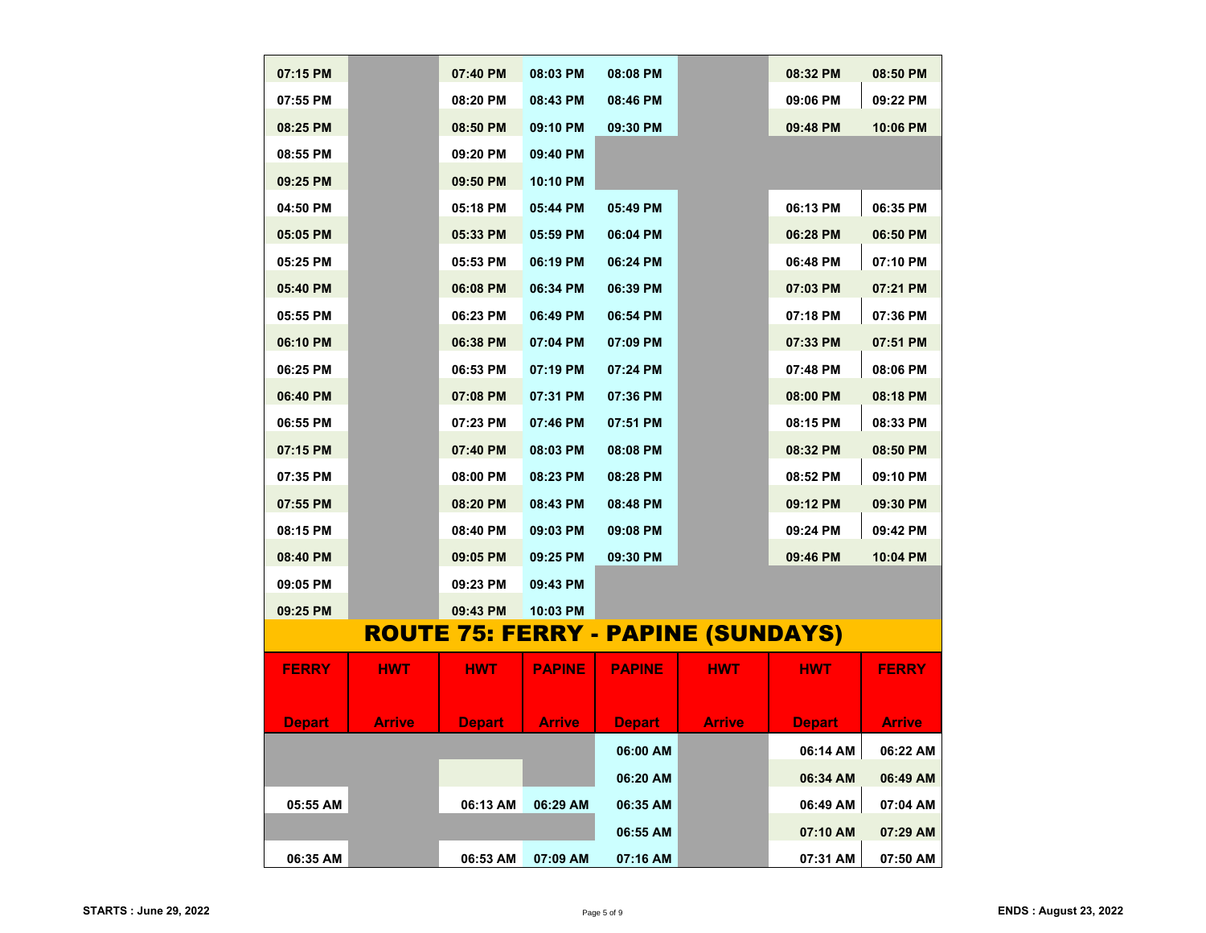| | | | | | | | |
|---|---|---|---|---|---|---|---|
| 07:15 PM | | 07:40 PM | 08:03 PM | 08:08 PM | | 08:32 PM | 08:50 PM |
| 07:55 PM | | 08:20 PM | 08:43 PM | 08:46 PM | | 09:06 PM | 09:22 PM |
| 08:25 PM | | 08:50 PM | 09:10 PM | 09:30 PM | | 09:48 PM | 10:06 PM |
| 08:55 PM | | 09:20 PM | 09:40 PM | | | | |
| 09:25 PM | | 09:50 PM | 10:10 PM | | | | |
| 04:50 PM | | 05:18 PM | 05:44 PM | 05:49 PM | | 06:13 PM | 06:35 PM |
| 05:05 PM | | 05:33 PM | 05:59 PM | 06:04 PM | | 06:28 PM | 06:50 PM |
| 05:25 PM | | 05:53 PM | 06:19 PM | 06:24 PM | | 06:48 PM | 07:10 PM |
| 05:40 PM | | 06:08 PM | 06:34 PM | 06:39 PM | | 07:03 PM | 07:21 PM |
| 05:55 PM | | 06:23 PM | 06:49 PM | 06:54 PM | | 07:18 PM | 07:36 PM |
| 06:10 PM | | 06:38 PM | 07:04 PM | 07:09 PM | | 07:33 PM | 07:51 PM |
| 06:25 PM | | 06:53 PM | 07:19 PM | 07:24 PM | | 07:48 PM | 08:06 PM |
| 06:40 PM | | 07:08 PM | 07:31 PM | 07:36 PM | | 08:00 PM | 08:18 PM |
| 06:55 PM | | 07:23 PM | 07:46 PM | 07:51 PM | | 08:15 PM | 08:33 PM |
| 07:15 PM | | 07:40 PM | 08:03 PM | 08:08 PM | | 08:32 PM | 08:50 PM |
| 07:35 PM | | 08:00 PM | 08:23 PM | 08:28 PM | | 08:52 PM | 09:10 PM |
| 07:55 PM | | 08:20 PM | 08:43 PM | 08:48 PM | | 09:12 PM | 09:30 PM |
| 08:15 PM | | 08:40 PM | 09:03 PM | 09:08 PM | | 09:24 PM | 09:42 PM |
| 08:40 PM | | 09:05 PM | 09:25 PM | 09:30 PM | | 09:46 PM | 10:04 PM |
| 09:05 PM | | 09:23 PM | 09:43 PM | | | | |
| 09:25 PM | | 09:43 PM | 10:03 PM | | | | |

## ROUTE 75: FERRY - PAPINE (SUNDAYS)

| FERRY Depart | HWT Arrive | HWT Depart | PAPINE Arrive | PAPINE Depart | HWT Arrive | HWT Depart | FERRY Arrive |
|---|---|---|---|---|---|---|---|
| | | | | 06:00 AM | | 06:14 AM | 06:22 AM |
| | | | | 06:20 AM | | 06:34 AM | 06:49 AM |
| 05:55 AM | | 06:13 AM | 06:29 AM | 06:35 AM | | 06:49 AM | 07:04 AM |
| | | | | 06:55 AM | | 07:10 AM | 07:29 AM |
| 06:35 AM | | 06:53 AM | 07:09 AM | 07:16 AM | | 07:31 AM | 07:50 AM |

**STARTS : June 29, 2022** **ENDS : August 23, 2022**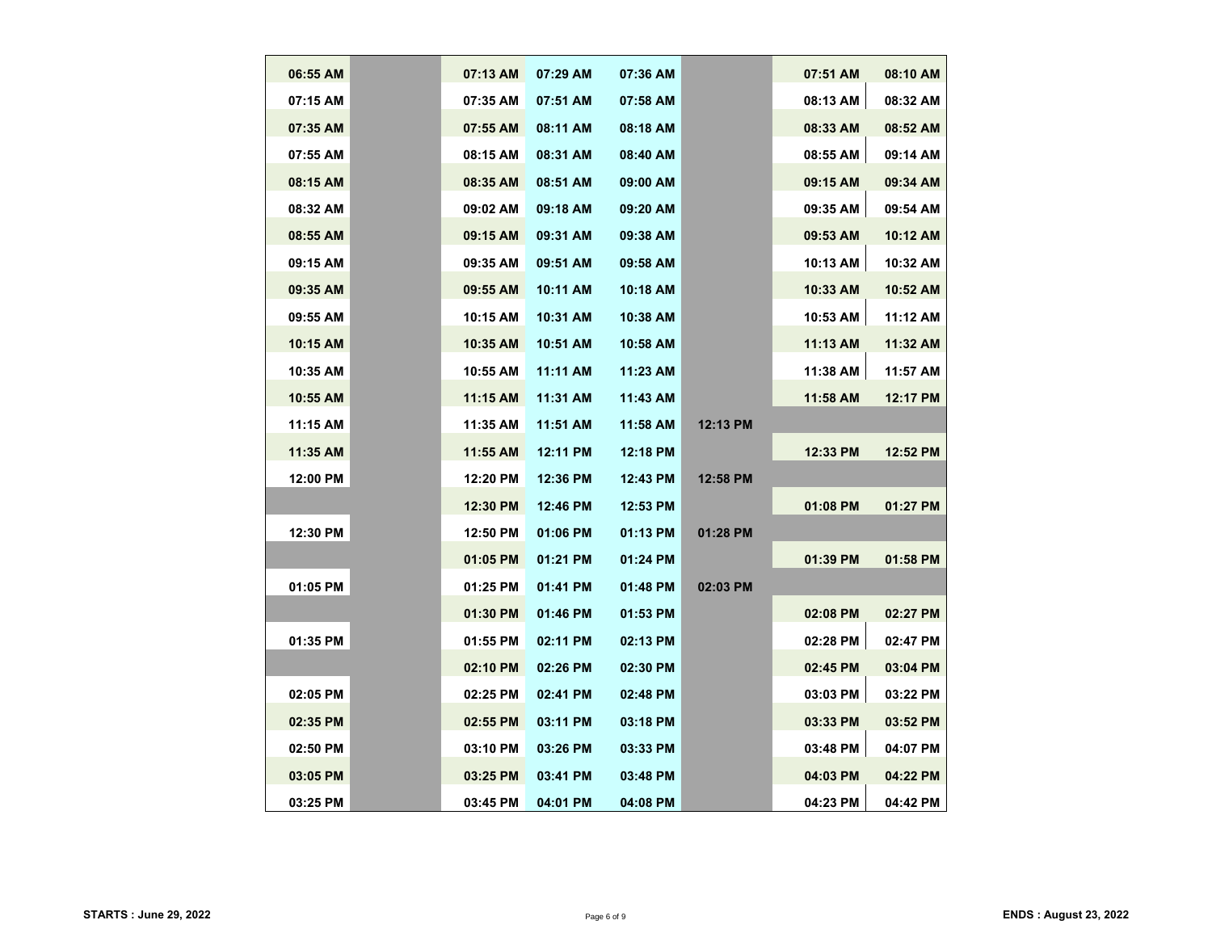| | | | | | | | |
|---|---|---|---|---|---|---|---|
| 06:55 AM | | 07:13 AM | 07:29 AM | 07:36 AM | | 07:51 AM | 08:10 AM |
| 07:15 AM | | 07:35 AM | 07:51 AM | 07:58 AM | | 08:13 AM | 08:32 AM |
| 07:35 AM | | 07:55 AM | 08:11 AM | 08:18 AM | | 08:33 AM | 08:52 AM |
| 07:55 AM | | 08:15 AM | 08:31 AM | 08:40 AM | | 08:55 AM | 09:14 AM |
| 08:15 AM | | 08:35 AM | 08:51 AM | 09:00 AM | | 09:15 AM | 09:34 AM |
| 08:32 AM | | 09:02 AM | 09:18 AM | 09:20 AM | | 09:35 AM | 09:54 AM |
| 08:55 AM | | 09:15 AM | 09:31 AM | 09:38 AM | | 09:53 AM | 10:12 AM |
| 09:15 AM | | 09:35 AM | 09:51 AM | 09:58 AM | | 10:13 AM | 10:32 AM |
| 09:35 AM | | 09:55 AM | 10:11 AM | 10:18 AM | | 10:33 AM | 10:52 AM |
| 09:55 AM | | 10:15 AM | 10:31 AM | 10:38 AM | | 10:53 AM | 11:12 AM |
| 10:15 AM | | 10:35 AM | 10:51 AM | 10:58 AM | | 11:13 AM | 11:32 AM |
| 10:35 AM | | 10:55 AM | 11:11 AM | 11:23 AM | | 11:38 AM | 11:57 AM |
| 10:55 AM | | 11:15 AM | 11:31 AM | 11:43 AM | | 11:58 AM | 12:17 PM |
| 11:15 AM | | 11:35 AM | 11:51 AM | 11:58 AM | 12:13 PM | | |
| 11:35 AM | | 11:55 AM | 12:11 PM | 12:18 PM | | 12:33 PM | 12:52 PM |
| 12:00 PM | | 12:20 PM | 12:36 PM | 12:43 PM | 12:58 PM | | |
| | | 12:30 PM | 12:46 PM | 12:53 PM | | 01:08 PM | 01:27 PM |
| 12:30 PM | | 12:50 PM | 01:06 PM | 01:13 PM | 01:28 PM | | |
| | | 01:05 PM | 01:21 PM | 01:24 PM | | 01:39 PM | 01:58 PM |
| 01:05 PM | | 01:25 PM | 01:41 PM | 01:48 PM | 02:03 PM | | |
| | | 01:30 PM | 01:46 PM | 01:53 PM | | 02:08 PM | 02:27 PM |
| 01:35 PM | | 01:55 PM | 02:11 PM | 02:13 PM | | 02:28 PM | 02:47 PM |
| | | 02:10 PM | 02:26 PM | 02:30 PM | | 02:45 PM | 03:04 PM |
| 02:05 PM | | 02:25 PM | 02:41 PM | 02:48 PM | | 03:03 PM | 03:22 PM |
| 02:35 PM | | 02:55 PM | 03:11 PM | 03:18 PM | | 03:33 PM | 03:52 PM |
| 02:50 PM | | 03:10 PM | 03:26 PM | 03:33 PM | | 03:48 PM | 04:07 PM |
| 03:05 PM | | 03:25 PM | 03:41 PM | 03:48 PM | | 04:03 PM | 04:22 PM |
| 03:25 PM | | 03:45 PM | 04:01 PM | 04:08 PM | | 04:23 PM | 04:42 PM |

**STARTS : June 29, 2022**

**ENDS : August 23, 2022**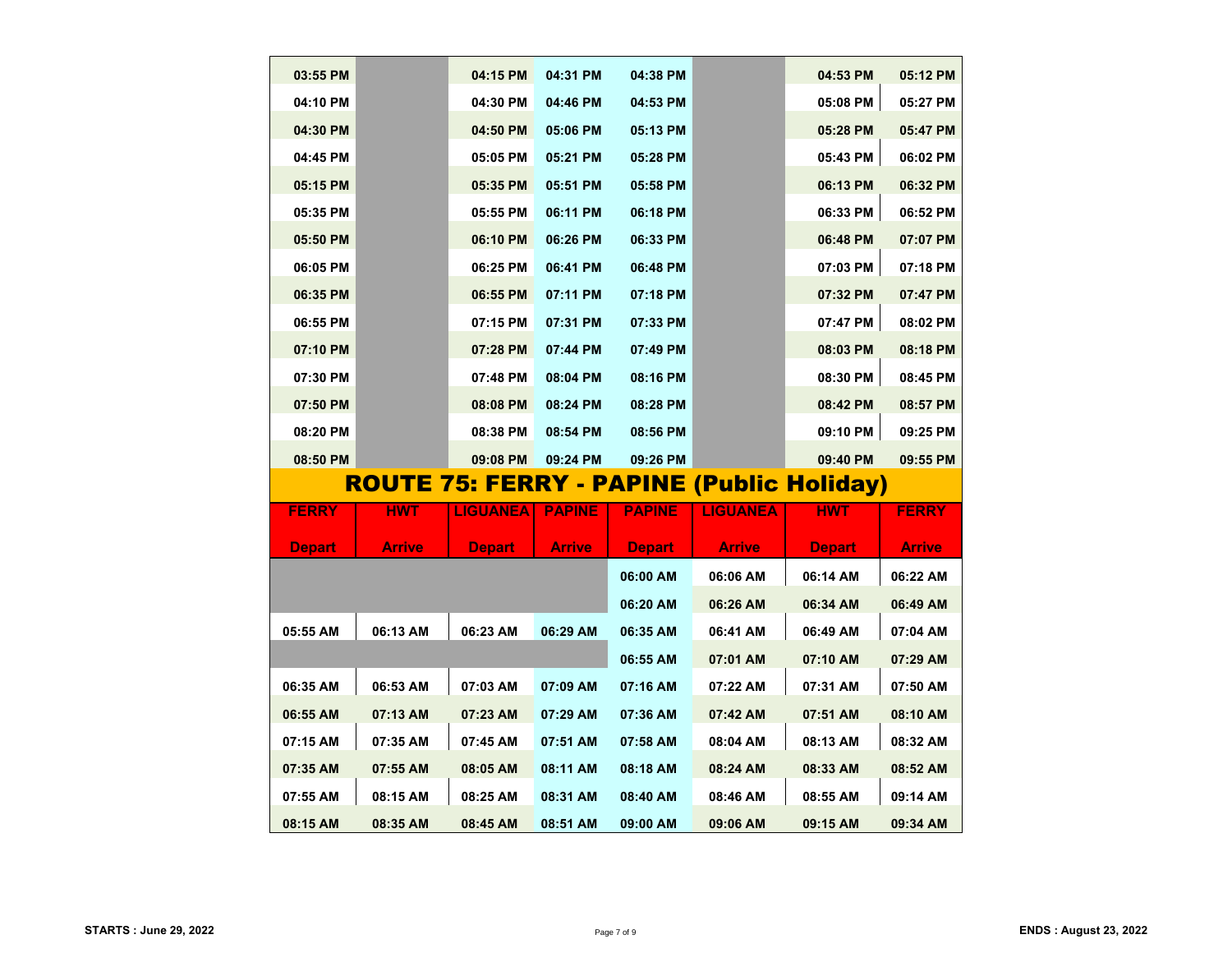| | | | | | | | |
|---|---|---|---|---|---|---|---|
| 03:55 PM | | 04:15 PM | 04:31 PM | 04:38 PM | | 04:53 PM | 05:12 PM |
| 04:10 PM | | 04:30 PM | 04:46 PM | 04:53 PM | | 05:08 PM | 05:27 PM |
| 04:30 PM | | 04:50 PM | 05:06 PM | 05:13 PM | | 05:28 PM | 05:47 PM |
| 04:45 PM | | 05:05 PM | 05:21 PM | 05:28 PM | | 05:43 PM | 06:02 PM |
| 05:15 PM | | 05:35 PM | 05:51 PM | 05:58 PM | | 06:13 PM | 06:32 PM |
| 05:35 PM | | 05:55 PM | 06:11 PM | 06:18 PM | | 06:33 PM | 06:52 PM |
| 05:50 PM | | 06:10 PM | 06:26 PM | 06:33 PM | | 06:48 PM | 07:07 PM |
| 06:05 PM | | 06:25 PM | 06:41 PM | 06:48 PM | | 07:03 PM | 07:18 PM |
| 06:35 PM | | 06:55 PM | 07:11 PM | 07:18 PM | | 07:32 PM | 07:47 PM |
| 06:55 PM | | 07:15 PM | 07:31 PM | 07:33 PM | | 07:47 PM | 08:02 PM |
| 07:10 PM | | 07:28 PM | 07:44 PM | 07:49 PM | | 08:03 PM | 08:18 PM |
| 07:30 PM | | 07:48 PM | 08:04 PM | 08:16 PM | | 08:30 PM | 08:45 PM |
| 07:50 PM | | 08:08 PM | 08:24 PM | 08:28 PM | | 08:42 PM | 08:57 PM |
| 08:20 PM | | 08:38 PM | 08:54 PM | 08:56 PM | | 09:10 PM | 09:25 PM |
| 08:50 PM | | 09:08 PM | 09:24 PM | 09:26 PM | | 09:40 PM | 09:55 PM |

## ROUTE 75: FERRY - PAPINE (Public Holiday)

| FERRY | HWT | LIGUANEA | PAPINE | PAPINE | LIGUANEA | HWT | FERRY |
|---|---|---|---|---|---|---|---|
| Depart | Arrive | Depart | Arrive | Depart | Arrive | Depart | Arrive |
| | | | | 06:00 AM | 06:06 AM | 06:14 AM | 06:22 AM |
| | | | | 06:20 AM | 06:26 AM | 06:34 AM | 06:49 AM |
| 05:55 AM | 06:13 AM | 06:23 AM | 06:29 AM | 06:35 AM | 06:41 AM | 06:49 AM | 07:04 AM |
| | | | | 06:55 AM | 07:01 AM | 07:10 AM | 07:29 AM |
| 06:35 AM | 06:53 AM | 07:03 AM | 07:09 AM | 07:16 AM | 07:22 AM | 07:31 AM | 07:50 AM |
| 06:55 AM | 07:13 AM | 07:23 AM | 07:29 AM | 07:36 AM | 07:42 AM | 07:51 AM | 08:10 AM |
| 07:15 AM | 07:35 AM | 07:45 AM | 07:51 AM | 07:58 AM | 08:04 AM | 08:13 AM | 08:32 AM |
| 07:35 AM | 07:55 AM | 08:05 AM | 08:11 AM | 08:18 AM | 08:24 AM | 08:33 AM | 08:52 AM |
| 07:55 AM | 08:15 AM | 08:25 AM | 08:31 AM | 08:40 AM | 08:46 AM | 08:55 AM | 09:14 AM |
| 08:15 AM | 08:35 AM | 08:45 AM | 08:51 AM | 09:00 AM | 09:06 AM | 09:15 AM | 09:34 AM |

**STARTS : June 29, 2022** **ENDS : August 23, 2022**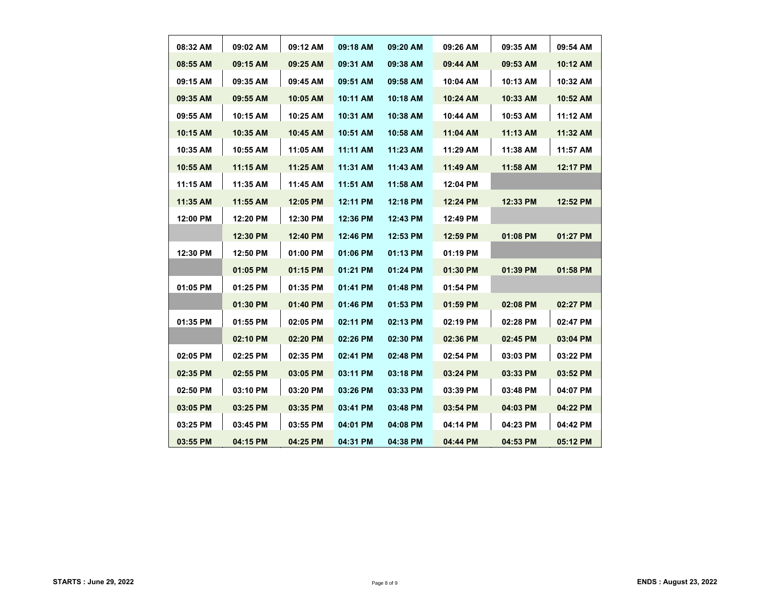| 08:32 AM | 09:02 AM | 09:12 AM | 09:18 AM | 09:20 AM | 09:26 AM | 09:35 AM | 09:54 AM |
|---|---|---|---|---|---|---|---|
| 08:55 AM | 09:15 AM | 09:25 AM | 09:31 AM | 09:38 AM | 09:44 AM | 09:53 AM | 10:12 AM |
| 09:15 AM | 09:35 AM | 09:45 AM | 09:51 AM | 09:58 AM | 10:04 AM | 10:13 AM | 10:32 AM |
| 09:35 AM | 09:55 AM | 10:05 AM | 10:11 AM | 10:18 AM | 10:24 AM | 10:33 AM | 10:52 AM |
| 09:55 AM | 10:15 AM | 10:25 AM | 10:31 AM | 10:38 AM | 10:44 AM | 10:53 AM | 11:12 AM |
| 10:15 AM | 10:35 AM | 10:45 AM | 10:51 AM | 10:58 AM | 11:04 AM | 11:13 AM | 11:32 AM |
| 10:35 AM | 10:55 AM | 11:05 AM | 11:11 AM | 11:23 AM | 11:29 AM | 11:38 AM | 11:57 AM |
| 10:55 AM | 11:15 AM | 11:25 AM | 11:31 AM | 11:43 AM | 11:49 AM | 11:58 AM | 12:17 PM |
| 11:15 AM | 11:35 AM | 11:45 AM | 11:51 AM | 11:58 AM | 12:04 PM | | |
| 11:35 AM | 11:55 AM | 12:05 PM | 12:11 PM | 12:18 PM | 12:24 PM | 12:33 PM | 12:52 PM |
| 12:00 PM | 12:20 PM | 12:30 PM | 12:36 PM | 12:43 PM | 12:49 PM | | |
| | 12:30 PM | 12:40 PM | 12:46 PM | 12:53 PM | 12:59 PM | 01:08 PM | 01:27 PM |
| 12:30 PM | 12:50 PM | 01:00 PM | 01:06 PM | 01:13 PM | 01:19 PM | | |
| | 01:05 PM | 01:15 PM | 01:21 PM | 01:24 PM | 01:30 PM | 01:39 PM | 01:58 PM |
| 01:05 PM | 01:25 PM | 01:35 PM | 01:41 PM | 01:48 PM | 01:54 PM | | |
| | 01:30 PM | 01:40 PM | 01:46 PM | 01:53 PM | 01:59 PM | 02:08 PM | 02:27 PM |
| 01:35 PM | 01:55 PM | 02:05 PM | 02:11 PM | 02:13 PM | 02:19 PM | 02:28 PM | 02:47 PM |
| | 02:10 PM | 02:20 PM | 02:26 PM | 02:30 PM | 02:36 PM | 02:45 PM | 03:04 PM |
| 02:05 PM | 02:25 PM | 02:35 PM | 02:41 PM | 02:48 PM | 02:54 PM | 03:03 PM | 03:22 PM |
| 02:35 PM | 02:55 PM | 03:05 PM | 03:11 PM | 03:18 PM | 03:24 PM | 03:33 PM | 03:52 PM |
| 02:50 PM | 03:10 PM | 03:20 PM | 03:26 PM | 03:33 PM | 03:39 PM | 03:48 PM | 04:07 PM |
| 03:05 PM | 03:25 PM | 03:35 PM | 03:41 PM | 03:48 PM | 03:54 PM | 04:03 PM | 04:22 PM |
| 03:25 PM | 03:45 PM | 03:55 PM | 04:01 PM | 04:08 PM | 04:14 PM | 04:23 PM | 04:42 PM |
| 03:55 PM | 04:15 PM | 04:25 PM | 04:31 PM | 04:38 PM | 04:44 PM | 04:53 PM | 05:12 PM |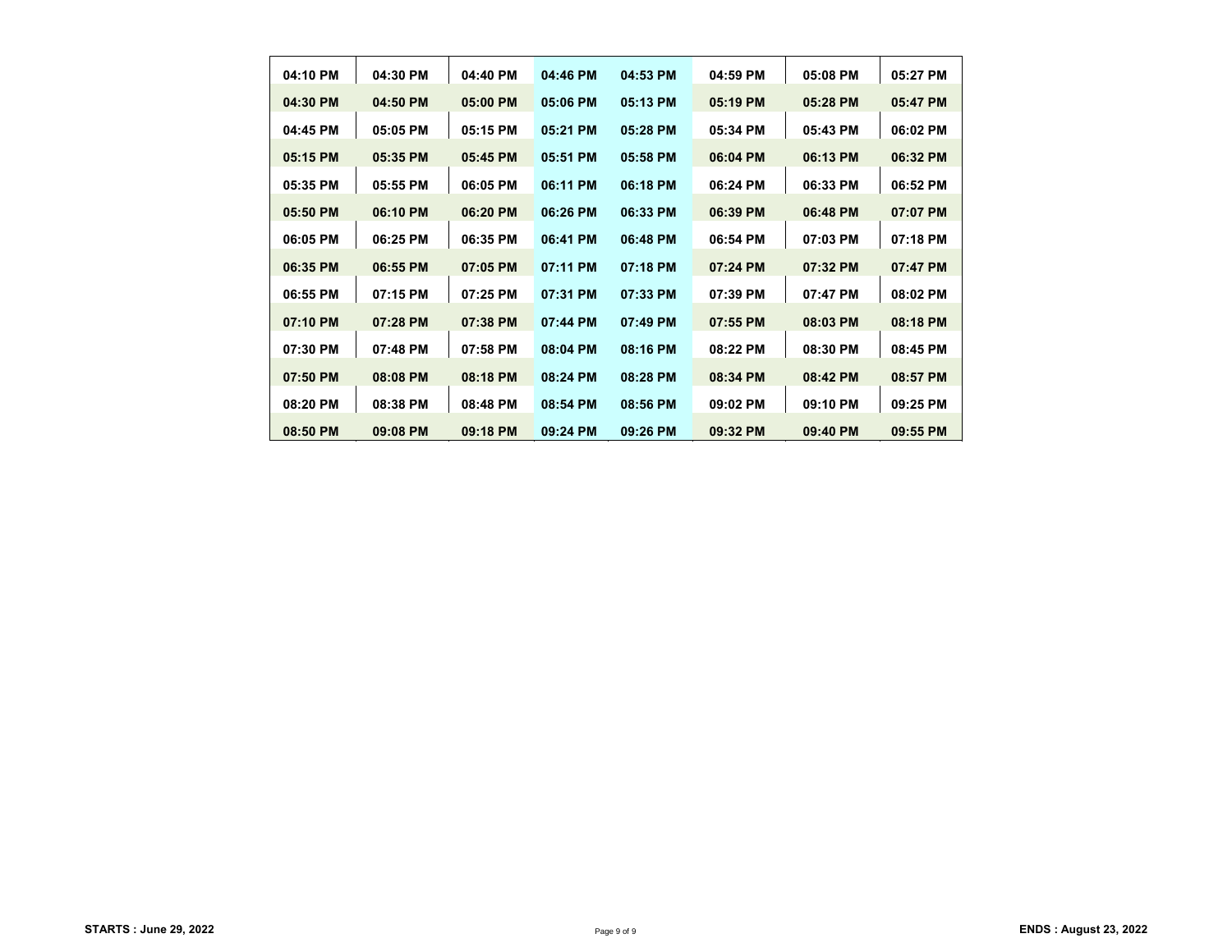| | | | | | | | |
|---|---|---|---|---|---|---|---|
| 04:10 PM | 04:30 PM | 04:40 PM | 04:46 PM | 04:53 PM | 04:59 PM | 05:08 PM | 05:27 PM |
| 04:30 PM | 04:50 PM | 05:00 PM | 05:06 PM | 05:13 PM | 05:19 PM | 05:28 PM | 05:47 PM |
| 04:45 PM | 05:05 PM | 05:15 PM | 05:21 PM | 05:28 PM | 05:34 PM | 05:43 PM | 06:02 PM |
| 05:15 PM | 05:35 PM | 05:45 PM | 05:51 PM | 05:58 PM | 06:04 PM | 06:13 PM | 06:32 PM |
| 05:35 PM | 05:55 PM | 06:05 PM | 06:11 PM | 06:18 PM | 06:24 PM | 06:33 PM | 06:52 PM |
| 05:50 PM | 06:10 PM | 06:20 PM | 06:26 PM | 06:33 PM | 06:39 PM | 06:48 PM | 07:07 PM |
| 06:05 PM | 06:25 PM | 06:35 PM | 06:41 PM | 06:48 PM | 06:54 PM | 07:03 PM | 07:18 PM |
| 06:35 PM | 06:55 PM | 07:05 PM | 07:11 PM | 07:18 PM | 07:24 PM | 07:32 PM | 07:47 PM |
| 06:55 PM | 07:15 PM | 07:25 PM | 07:31 PM | 07:33 PM | 07:39 PM | 07:47 PM | 08:02 PM |
| 07:10 PM | 07:28 PM | 07:38 PM | 07:44 PM | 07:49 PM | 07:55 PM | 08:03 PM | 08:18 PM |
| 07:30 PM | 07:48 PM | 07:58 PM | 08:04 PM | 08:16 PM | 08:22 PM | 08:30 PM | 08:45 PM |
| 07:50 PM | 08:08 PM | 08:18 PM | 08:24 PM | 08:28 PM | 08:34 PM | 08:42 PM | 08:57 PM |
| 08:20 PM | 08:38 PM | 08:48 PM | 08:54 PM | 08:56 PM | 09:02 PM | 09:10 PM | 09:25 PM |
| 08:50 PM | 09:08 PM | 09:18 PM | 09:24 PM | 09:26 PM | 09:32 PM | 09:40 PM | 09:55 PM |

**STARTS : June 29, 2022**

**ENDS : August 23, 2022**